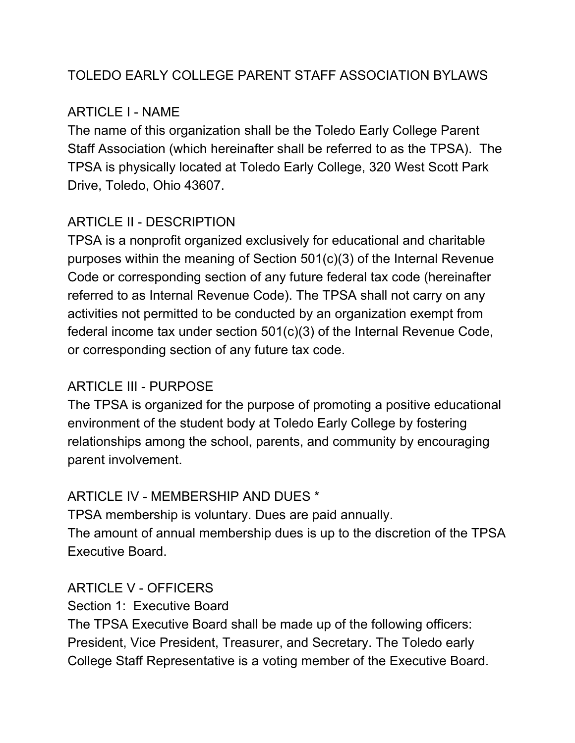# TOLEDO EARLY COLLEGE PARENT STAFF ASSOCIATION BYLAWS

## ARTICLE I - NAME

The name of this organization shall be the Toledo Early College Parent Staff Association (which hereinafter shall be referred to as the TPSA). The TPSA is physically located at Toledo Early College, 320 West Scott Park Drive, Toledo, Ohio 43607.

## ARTICLE II - DESCRIPTION

TPSA is a nonprofit organized exclusively for educational and charitable purposes within the meaning of Section 501(c)(3) of the Internal Revenue Code or corresponding section of any future federal tax code (hereinafter referred to as Internal Revenue Code). The TPSA shall not carry on any activities not permitted to be conducted by an organization exempt from federal income tax under section 501(c)(3) of the Internal Revenue Code, or corresponding section of any future tax code.

## ARTICLE III - PURPOSE

The TPSA is organized for the purpose of promoting a positive educational environment of the student body at Toledo Early College by fostering relationships among the school, parents, and community by encouraging parent involvement.

## ARTICLE IV - MEMBERSHIP AND DUES *

TPSA membership is voluntary. Dues are paid annually.
The amount of annual membership dues is up to the discretion of the TPSA Executive Board.

## ARTICLE V - OFFICERS

### Section 1: Executive Board

The TPSA Executive Board shall be made up of the following officers: President, Vice President, Treasurer, and Secretary. The Toledo early College Staff Representative is a voting member of the Executive Board.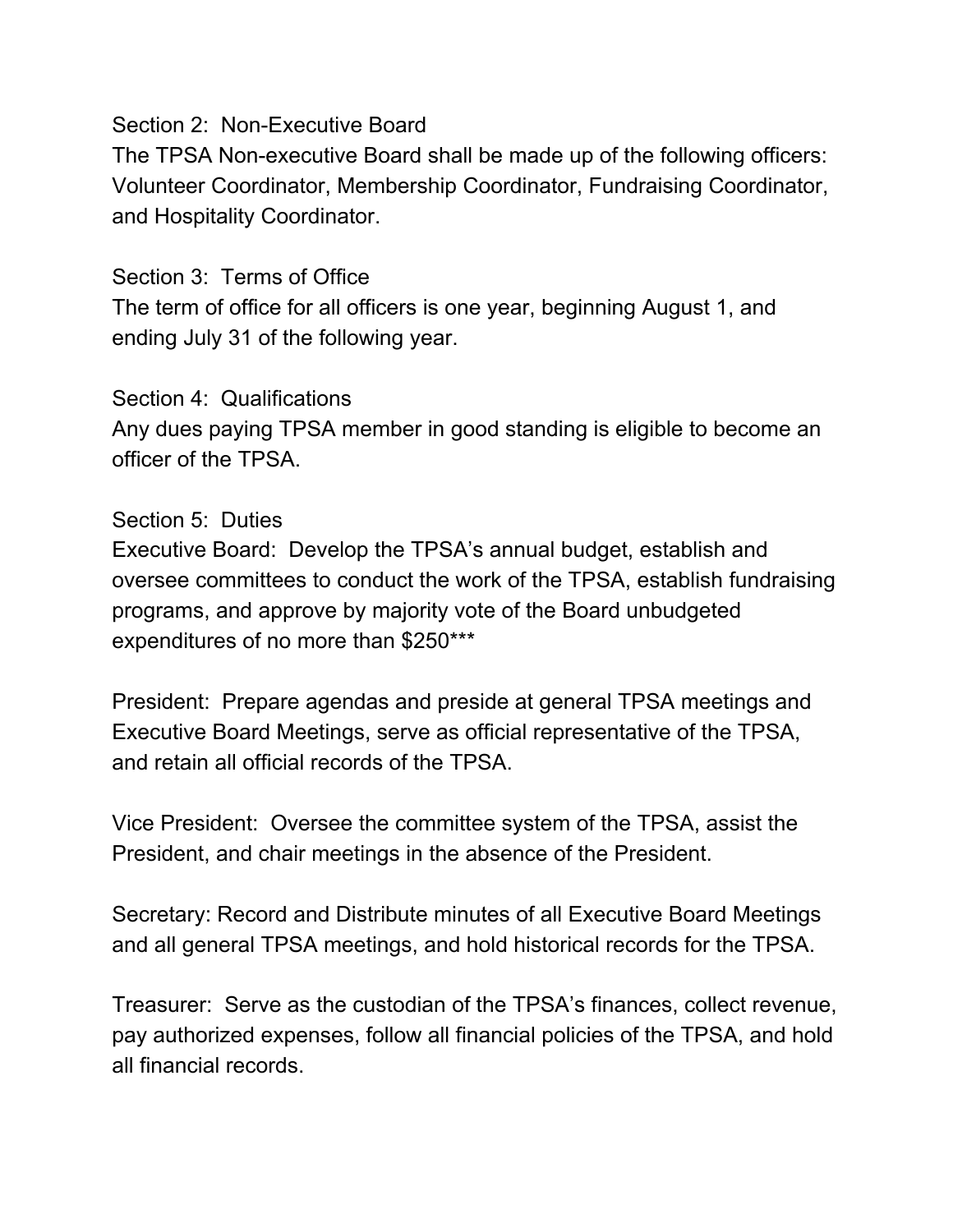Section 2: Non-Executive Board

The TPSA Non-executive Board shall be made up of the following officers: Volunteer Coordinator, Membership Coordinator, Fundraising Coordinator, and Hospitality Coordinator.

Section 3: Terms of Office

The term of office for all officers is one year, beginning August 1, and ending July 31 of the following year.

Section 4: Qualifications

Any dues paying TPSA member in good standing is eligible to become an officer of the TPSA.

Section 5: Duties

Executive Board: Develop the TPSA's annual budget, establish and oversee committees to conduct the work of the TPSA, establish fundraising programs, and approve by majority vote of the Board unbudgeted expenditures of no more than $250***

President: Prepare agendas and preside at general TPSA meetings and Executive Board Meetings, serve as official representative of the TPSA, and retain all official records of the TPSA.

Vice President: Oversee the committee system of the TPSA, assist the President, and chair meetings in the absence of the President.

Secretary: Record and Distribute minutes of all Executive Board Meetings and all general TPSA meetings, and hold historical records for the TPSA.

Treasurer: Serve as the custodian of the TPSA's finances, collect revenue, pay authorized expenses, follow all financial policies of the TPSA, and hold all financial records.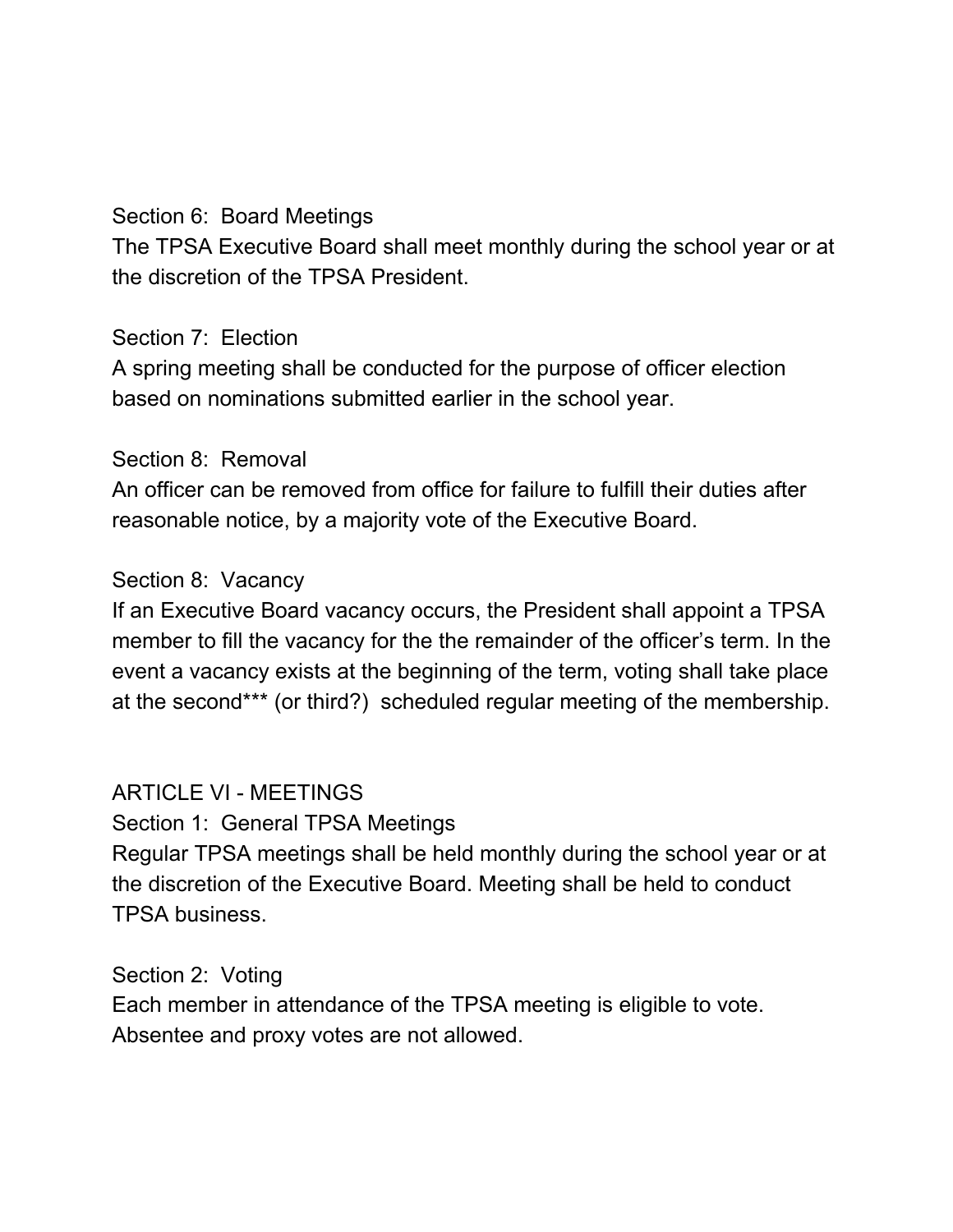Section 6: Board Meetings

The TPSA Executive Board shall meet monthly during the school year or at the discretion of the TPSA President.

Section 7: Election

A spring meeting shall be conducted for the purpose of officer election based on nominations submitted earlier in the school year.

Section 8: Removal

An officer can be removed from office for failure to fulfill their duties after reasonable notice, by a majority vote of the Executive Board.

Section 8: Vacancy

If an Executive Board vacancy occurs, the President shall appoint a TPSA member to fill the vacancy for the the remainder of the officer's term. In the event a vacancy exists at the beginning of the term, voting shall take place at the second*** (or third?) scheduled regular meeting of the membership.

## ARTICLE VI - MEETINGS

Section 1: General TPSA Meetings

Regular TPSA meetings shall be held monthly during the school year or at the discretion of the Executive Board. Meeting shall be held to conduct TPSA business.

Section 2: Voting

Each member in attendance of the TPSA meeting is eligible to vote. Absentee and proxy votes are not allowed.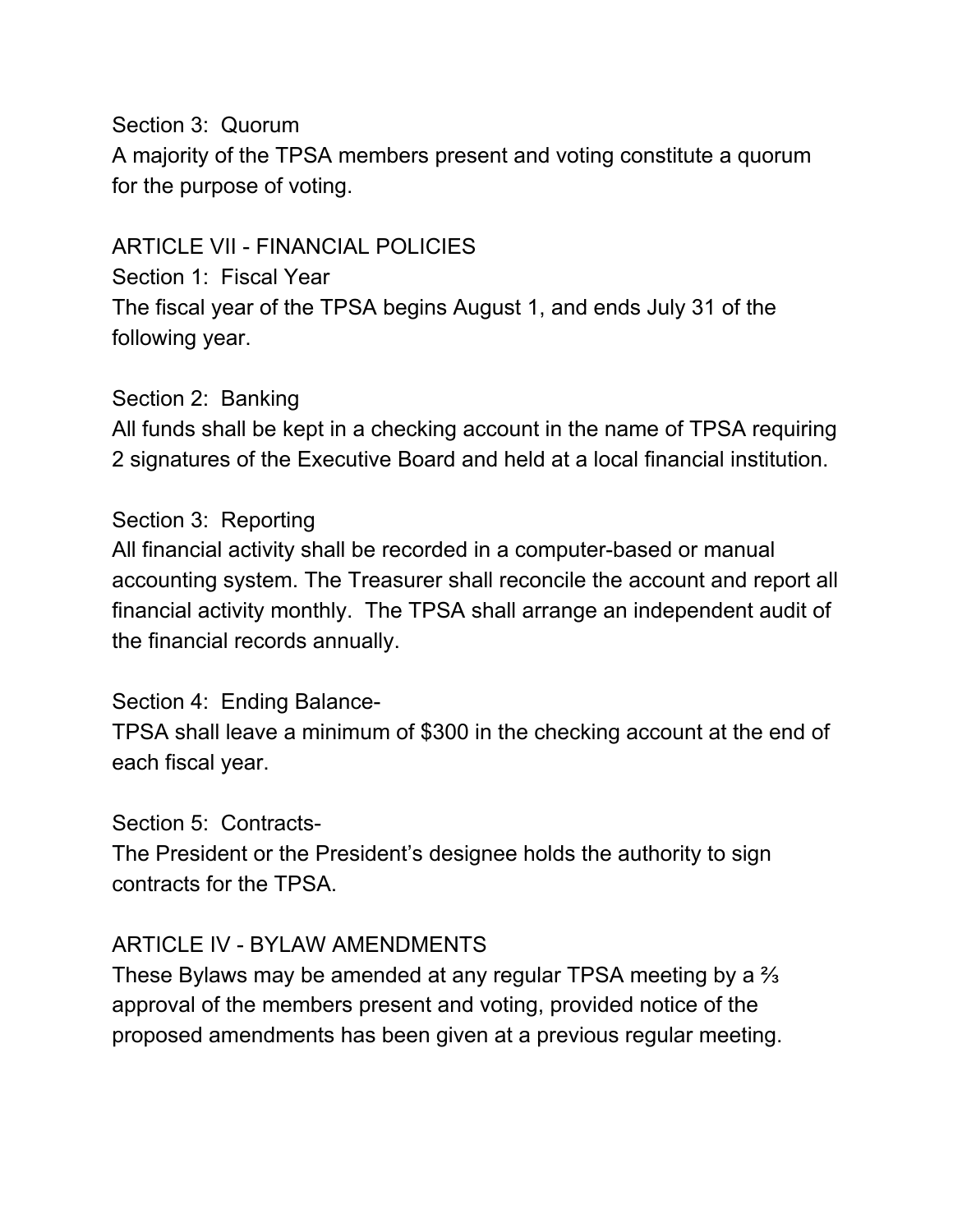### Section 3: Quorum

A majority of the TPSA members present and voting constitute a quorum for the purpose of voting.

## ARTICLE VII - FINANCIAL POLICIES

### Section 1: Fiscal Year

The fiscal year of the TPSA begins August 1, and ends July 31 of the following year.

### Section 2: Banking

All funds shall be kept in a checking account in the name of TPSA requiring 2 signatures of the Executive Board and held at a local financial institution.

### Section 3: Reporting

All financial activity shall be recorded in a computer-based or manual accounting system. The Treasurer shall reconcile the account and report all financial activity monthly. The TPSA shall arrange an independent audit of the financial records annually.

### Section 4: Ending Balance-

TPSA shall leave a minimum of $300 in the checking account at the end of each fiscal year.

### Section 5: Contracts-

The President or the President's designee holds the authority to sign contracts for the TPSA.

## ARTICLE IV - BYLAW AMENDMENTS

These Bylaws may be amended at any regular TPSA meeting by a ⅔ approval of the members present and voting, provided notice of the proposed amendments has been given at a previous regular meeting.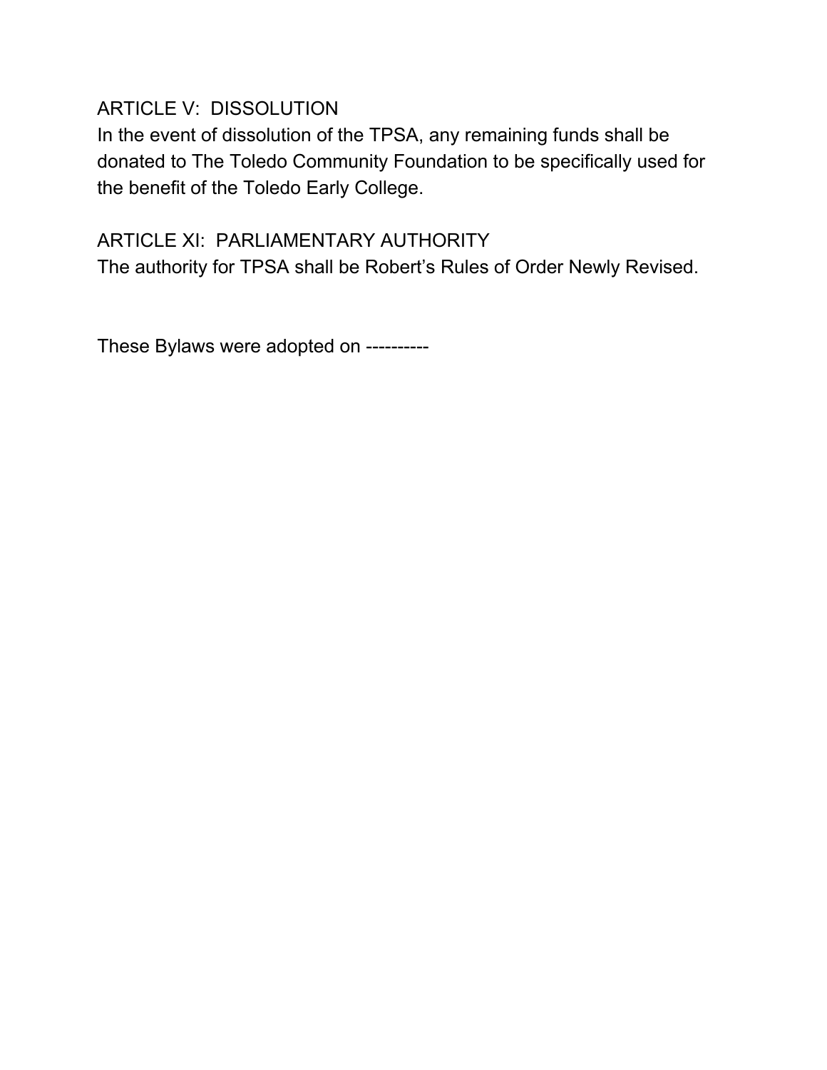## ARTICLE V: DISSOLUTION

In the event of dissolution of the TPSA, any remaining funds shall be donated to The Toledo Community Foundation to be specifically used for the benefit of the Toledo Early College.

## ARTICLE XI: PARLIAMENTARY AUTHORITY

The authority for TPSA shall be Robert’s Rules of Order Newly Revised.

These Bylaws were adopted on ----------